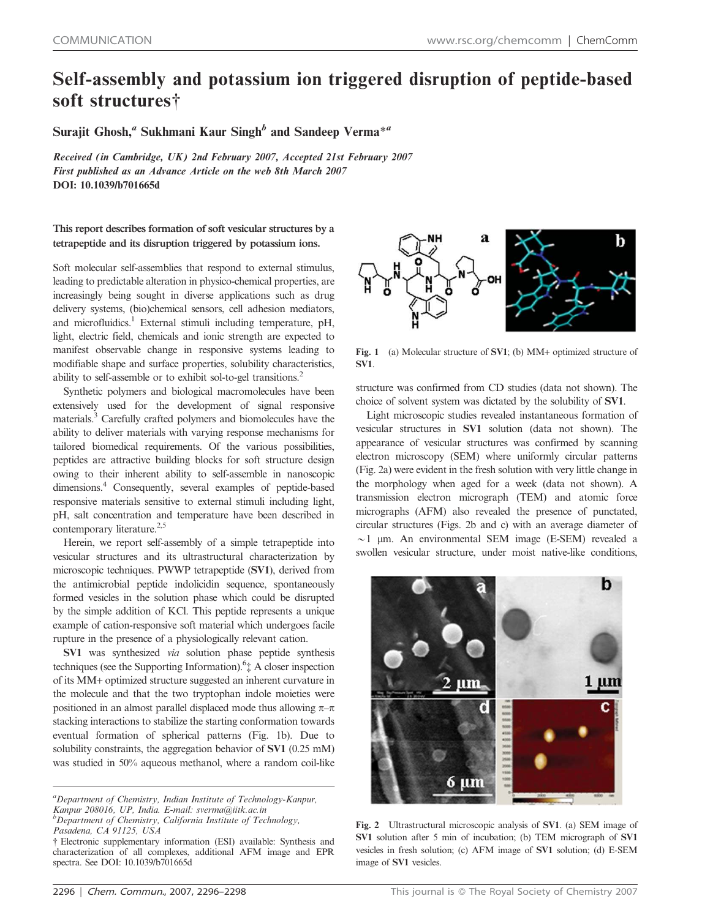COMMUNICATION

# Self-assembly and potassium ion triggered disruption of peptide-based soft structures†

Surajit Ghosh,[a] Sukhmani Kaur Singh[b] and Sandeep Verma*[a]

*Received (in Cambridge, UK) 2nd February 2007, Accepted 21st February 2007*
*First published as an Advance Article on the web 8th March 2007*
**DOI: 10.1039/b701665d**

**This report describes formation of soft vesicular structures by a tetrapeptide and its disruption triggered by potassium ions.**

Soft molecular self-assemblies that respond to external stimulus, leading to predictable alteration in physico-chemical properties, are increasingly being sought in diverse applications such as drug delivery systems, (bio)chemical sensors, cell adhesion mediators, and microfluidics.[1] External stimuli including temperature, pH, light, electric field, chemicals and ionic strength are expected to manifest observable change in responsive systems leading to modifiable shape and surface properties, solubility characteristics, ability to self-assemble or to exhibit sol-to-gel transitions.[2]

Synthetic polymers and biological macromolecules have been extensively used for the development of signal responsive materials.[3] Carefully crafted polymers and biomolecules have the ability to deliver materials with varying response mechanisms for tailored biomedical requirements. Of the various possibilities, peptides are attractive building blocks for soft structure design owing to their inherent ability to self-assemble in nanoscopic dimensions.[4] Consequently, several examples of peptide-based responsive materials sensitive to external stimuli including light, pH, salt concentration and temperature have been described in contemporary literature.[2,5]

Herein, we report self-assembly of a simple tetrapeptide into vesicular structures and its ultrastructural characterization by microscopic techniques. PWWP tetrapeptide (**SV1**), derived from the antimicrobial peptide indolicidin sequence, spontaneously formed vesicles in the solution phase which could be disrupted by the simple addition of KCl. This peptide represents a unique example of cation-responsive soft material which undergoes facile rupture in the presence of a physiologically relevant cation.

**SV1** was synthesized *via* solution phase peptide synthesis techniques (see the Supporting Information).[6]‡ A closer inspection of its MM+ optimized structure suggested an inherent curvature in the molecule and that the two tryptophan indole moieties were positioned in an almost parallel displaced mode thus allowing π–π stacking interactions to stabilize the starting conformation towards eventual formation of spherical patterns (Fig. 1b). Due to solubility constraints, the aggregation behavior of **SV1** (0.25 mM) was studied in 50% aqueous methanol, where a random coil-like structure was confirmed from CD studies (data not shown). The choice of solvent system was dictated by the solubility of **SV1**.

Fig. 1 (a) Molecular structure of **SV1**; (b) MM+ optimized structure of **SV1**.

Light microscopic studies revealed instantaneous formation of vesicular structures in **SV1** solution (data not shown). The appearance of vesicular structures was confirmed by scanning electron microscopy (SEM) where uniformly circular patterns (Fig. 2a) were evident in the fresh solution with very little change in the morphology when aged for a week (data not shown). A transmission electron micrograph (TEM) and atomic force micrographs (AFM) also revealed the presence of punctated, circular structures (Figs. 2b and c) with an average diameter of ~1 μm. An environmental SEM image (E-SEM) revealed a swollen vesicular structure, under moist native-like conditions,

Fig. 2 Ultrastructural microscopic analysis of **SV1**. (a) SEM image of **SV1** solution after 5 min of incubation; (b) TEM micrograph of **SV1** vesicles in fresh solution; (c) AFM image of **SV1** solution; (d) E-SEM image of **SV1** vesicles.

[a]Department of Chemistry, Indian Institute of Technology-Kanpur, Kanpur 208016, UP, India. E-mail: sverma@iitk.ac.in
[b]Department of Chemistry, California Institute of Technology, Pasadena, CA 91125, USA
† Electronic supplementary information (ESI) available: Synthesis and characterization of all complexes, additional AFM image and EPR spectra. See DOI: 10.1039/b701665d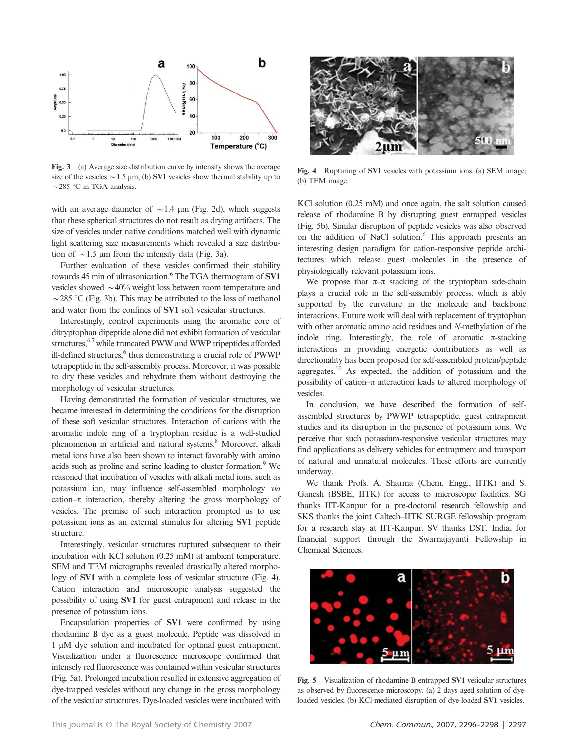Fig. 3 (a) Average size distribution curve by intensity shows the average size of the vesicles ~1.5 μm; (b) **SV1** vesicles show thermal stability up to ~285 °C in TGA analysis.

Fig. 4 Rupturing of **SV1** vesicles with potassium ions. (a) SEM image; (b) TEM image.

with an average diameter of ~1.4 μm (Fig. 2d), which suggests that these spherical structures do not result as drying artifacts. The size of vesicles under native conditions matched well with dynamic light scattering size measurements which revealed a size distribution of ~1.5 μm from the intensity data (Fig. 3a).

Further evaluation of these vesicles confirmed their stability towards 45 min of ultrasonication.[6] The TGA thermogram of **SV1** vesicles showed ~40% weight loss between room temperature and ~285 °C (Fig. 3b). This may be attributed to the loss of methanol and water from the confines of **SV1** soft vesicular structures.

Interestingly, control experiments using the aromatic core of ditryptophan dipeptide alone did not exhibit formation of vesicular structures,[6,7] while truncated PWW and WWP tripeptides afforded ill-defined structures,[6] thus demonstrating a crucial role of PWWP tetrapeptide in the self-assembly process. Moreover, it was possible to dry these vesicles and rehydrate them without destroying the morphology of vesicular structures.

Having demonstrated the formation of vesicular structures, we became interested in determining the conditions for the disruption of these soft vesicular structures. Interaction of cations with the aromatic indole ring of a tryptophan residue is a well-studied phenomenon in artificial and natural systems.[8] Moreover, alkali metal ions have also been shown to interact favorably with amino acids such as proline and serine leading to cluster formation.[9] We reasoned that incubation of vesicles with alkali metal ions, such as potassium ion, may influence self-assembled morphology *via* cation–π interaction, thereby altering the gross morphology of vesicles. The premise of such interaction prompted us to use potassium ions as an external stimulus for altering **SV1** peptide structure.

Interestingly, vesicular structures ruptured subsequent to their incubation with KCl solution (0.25 mM) at ambient temperature. SEM and TEM micrographs revealed drastically altered morphology of **SV1** with a complete loss of vesicular structure (Fig. 4). Cation interaction and microscopic analysis suggested the possibility of using **SV1** for guest entrapment and release in the presence of potassium ions.

Encapsulation properties of **SV1** were confirmed by using rhodamine B dye as a guest molecule. Peptide was dissolved in 1 μM dye solution and incubated for optimal guest entrapment. Visualization under a fluorescence microscope confirmed that intensely red fluorescence was contained within vesicular structures (Fig. 5a). Prolonged incubation resulted in extensive aggregation of dye-trapped vesicles without any change in the gross morphology of the vesicular structures. Dye-loaded vesicles were incubated with KCl solution (0.25 mM) and once again, the salt solution caused release of rhodamine B by disrupting guest entrapped vesicles (Fig. 5b). Similar disruption of peptide vesicles was also observed on the addition of NaCl solution.[6] This approach presents an interesting design paradigm for cation-responsive peptide architectures which release guest molecules in the presence of physiologically relevant potassium ions.

We propose that π–π stacking of the tryptophan side-chain plays a crucial role in the self-assembly process, which is ably supported by the curvature in the molecule and backbone interactions. Future work will deal with replacement of tryptophan with other aromatic amino acid residues and *N*-methylation of the indole ring. Interestingly, the role of aromatic π-stacking interactions in providing energetic contributions as well as directionality has been proposed for self-assembled protein/peptide aggregates.[10] As expected, the addition of potassium and the possibility of cation–π interaction leads to altered morphology of vesicles.

In conclusion, we have described the formation of self-assembled structures by PWWP tetrapeptide, guest entrapment studies and its disruption in the presence of potassium ions. We perceive that such potassium-responsive vesicular structures may find applications as delivery vehicles for entrapment and transport of natural and unnatural molecules. These efforts are currently underway.

We thank Profs. A. Sharma (Chem. Engg., IITK) and S. Ganesh (BSBE, IITK) for access to microscopic facilities. SG thanks IIT-Kanpur for a pre-doctoral research fellowship and SKS thanks the joint Caltech–IITK SURGE fellowship program for a research stay at IIT-Kanpur. SV thanks DST, India, for financial support through the Swarnajayanti Fellowship in Chemical Sciences.

Fig. 5 Visualization of rhodamine B entrapped **SV1** vesicular structures as observed by fluorescence microscopy. (a) 2 days aged solution of dye-loaded vesicles; (b) KCl-mediated disruption of dye-loaded **SV1** vesicles.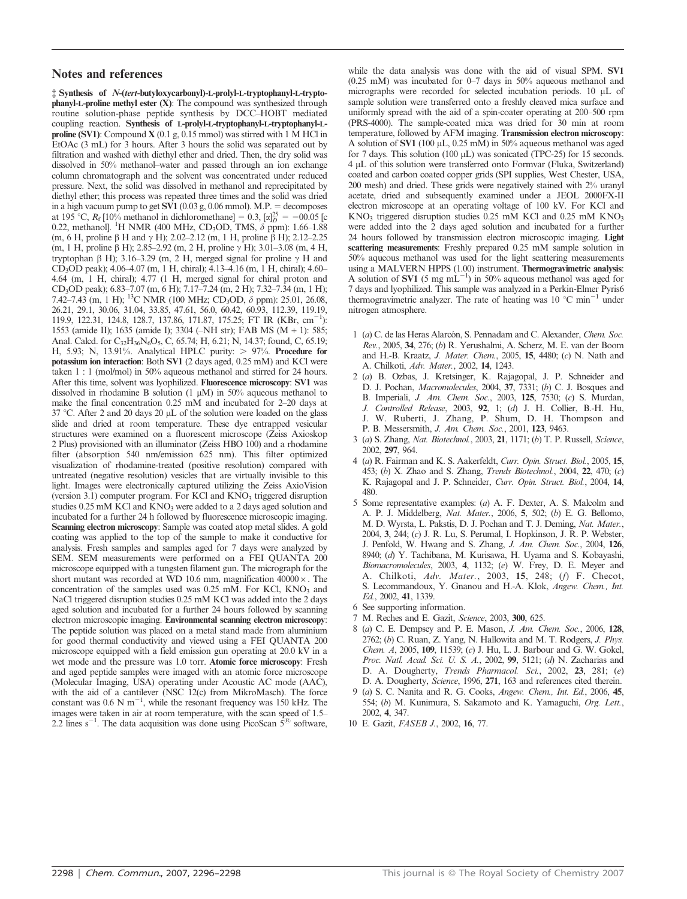## Notes and references

‡ **Synthesis of *N*-(*tert*-butyloxycarbonyl)-L-prolyl-L-tryptophanyl-L-tryptophanyl-L-proline methyl ester (X)**: The compound was synthesized through routine solution-phase peptide synthesis by DCC–HOBT mediated coupling reaction. **Synthesis of L-prolyl-L-tryptophanyl-L-tryptophanyl-L-proline (SV1)**: Compound **X** (0.1 g, 0.15 mmol) was stirred with 1 M HCl in EtOAc (3 mL) for 3 hours. After 3 hours the solid was separated out by filtration and washed with diethyl ether and dried. Then, the dry solid was dissolved in 50% methanol–water and passed through an ion exchange column chromatograph and the solvent was concentrated under reduced pressure. Next, the solid was dissolved in methanol and reprecipitated by diethyl ether; this process was repeated three times and the solid was dried in a high vacuum pump to get **SV1** (0.03 g, 0.06 mmol). M.P. = decomposes at 195 °C, $R_f$ [10% methanol in dichloromethane] = 0.3, $[\alpha]_D^{25} = -00.05$ [c 0.22, methanol]. $^1$H NMR (400 MHz, $CD_3OD$, TMS, $\delta$ ppm): 1.66–1.88 (m, 6 H, proline $\beta$ H and $\gamma$ H); 2.02–2.12 (m, 1 H, proline $\beta$ H); 2.12–2.25 (m, 1 H, proline $\beta$ H); 2.85–2.92 (m, 2 H, proline $\gamma$ H); 3.01–3.08 (m, 4 H, tryptophan $\beta$ H); 3.16–3.29 (m, 2 H, merged signal for proline $\gamma$ H and $CD_3OD$ peak); 4.06–4.07 (m, 1 H, chiral); 4.13–4.16 (m, 1 H, chiral); 4.60–4.64 (m, 1 H, chiral); 4.77 (1 H, merged signal for chiral proton and $CD_3OD$ peak); 6.83–7.07 (m, 6 H); 7.17–7.24 (m, 2 H); 7.32–7.34 (m, 1 H); 7.42–7.43 (m, 1 H); $^{13}$C NMR (100 MHz; $CD_3OD$, $\delta$ ppm): 25.01, 26.08, 26.21, 29.1, 30.06, 31.04, 33.85, 47.61, 56.0, 60.42, 60.93, 112.39, 119.19, 119.9, 122.31, 124.8, 128.7, 137.86, 171.87, 175.25; FT IR (KBr, cm$^{-1}$): 1553 (amide II); 1635 (amide I); 3304 (–NH str); FAB MS (M + 1): 585; Anal. Calcd. for $C_{32}H_{36}N_6O_5$, C, 65.74; H, 6.21; N, 14.37; found, C, 65.19; H, 5.93; N, 13.91%. Analytical HPLC purity: > 97%. **Procedure for potassium ion interaction**: Both **SV1** (2 days aged, 0.25 mM) and KCl were taken 1 : 1 (mol/mol) in 50% aqueous methanol and stirred for 24 hours. After this time, solvent was lyophilized. **Fluorescence microscopy**: **SV1** was dissolved in rhodamine B solution (1 μM) in 50% aqueous methanol to make the final concentration 0.25 mM and incubated for 2–20 days at 37 °C. After 2 and 20 days 20 μL of the solution were loaded on the glass slide and dried at room temperature. These dye entrapped vesicular structures were examined on a fluorescent microscope (Zeiss Axioskop 2 Plus) provisioned with an illuminator (Zeiss HBO 100) and a rhodamine filter (absorption 540 nm/emission 625 nm). This filter optimized visualization of rhodamine-treated (positive resolution) compared with untreated (negative resolution) vesicles that are virtually invisible to this light. Images were electronically captured utilizing the Zeiss AxioVision (version 3.1) computer program. For KCl and $KNO_3$ triggered disruption studies 0.25 mM KCl and $KNO_3$ were added to a 2 days aged solution and incubated for a further 24 h followed by fluorescence microscopic imaging. **Scanning electron microscopy**: Sample was coated atop metal slides. A gold coating was applied to the top of the sample to make it conductive for analysis. Fresh samples and samples aged for 7 days were analyzed by SEM. SEM measurements were performed on a FEI QUANTA 200 microscope equipped with a tungsten filament gun. The micrograph for the short mutant was recorded at WD 10.6 mm, magnification 40000×. The concentration of the samples used was 0.25 mM. For KCl, $KNO_3$ and NaCl triggered disruption studies 0.25 mM KCl was added into the 2 days aged solution and incubated for a further 24 hours followed by scanning electron microscopic imaging. **Environmental scanning electron microscopy**: The peptide solution was placed on a metal stand made from aluminium for good thermal conductivity and viewed using a FEI QUANTA 200 microscope equipped with a field emission gun operating at 20.0 kV in a wet mode and the pressure was 1.0 torr. **Atomic force microscopy**: Fresh and aged peptide samples were imaged with an atomic force microscope (Molecular Imaging, USA) operating under Acoustic AC mode (AAC), with the aid of a cantilever (NSC 12(c) from MikroMasch). The force constant was 0.6 N m$^{-1}$, while the resonant frequency was 150 kHz. The images were taken in air at room temperature, with the scan speed of 1.5–2.2 lines s$^{-1}$. The data acquisition was done using PicoScan 5® software, while the data analysis was done with the aid of visual SPM. **SV1** (0.25 mM) was incubated for 0–7 days in 50% aqueous methanol and micrographs were recorded for selected incubation periods. 10 μL of sample solution were transferred onto a freshly cleaved mica surface and uniformly spread with the aid of a spin-coater operating at 200–500 rpm (PRS-4000). The sample-coated mica was dried for 30 min at room temperature, followed by AFM imaging. **Transmission electron microscopy**: A solution of **SV1** (100 μL, 0.25 mM) in 50% aqueous methanol was aged for 7 days. This solution (100 μL) was sonicated (TPC-25) for 15 seconds. 4 μL of this solution were transferred onto Formvar (Fluka, Switzerland) coated and carbon coated copper grids (SPI supplies, West Chester, USA, 200 mesh) and dried. These grids were negatively stained with 2% uranyl acetate, dried and subsequently examined under a JEOL 2000FX-II electron microscope at an operating voltage of 100 kV. For KCl and $KNO_3$ triggered disruption studies 0.25 mM KCl and 0.25 mM $KNO_3$ were added into the 2 days aged solution and incubated for a further 24 hours followed by transmission electron microscopic imaging. **Light scattering measurements**: Freshly prepared 0.25 mM sample solution in 50% aqueous methanol was used for the light scattering measurements using a MALVERN HPPS (1.00) instrument. **Thermogravimetric analysis**: A solution of **SV1** (5 mg mL$^{-1}$) in 50% aqueous methanol was aged for 7 days and lyophilized. This sample was analyzed in a Perkin-Elmer Pyris6 thermogravimetric analyzer. The rate of heating was 10 °C min$^{-1}$ under nitrogen atmosphere.

1 (*a*) C. de las Heras Alarcón, S. Pennadam and C. Alexander, *Chem. Soc. Rev.*, 2005, **34**, 276; (*b*) R. Yerushalmi, A. Scherz, M. E. van der Boom and H.-B. Kraatz, *J. Mater. Chem.*, 2005, **15**, 4480; (*c*) N. Nath and A. Chilkoti, *Adv. Mater.*, 2002, **14**, 1243.

2 (*a*) B. Ozbas, J. Kretsinger, K. Rajagopal, J. P. Schneider and D. J. Pochan, *Macromolecules*, 2004, **37**, 7331; (*b*) C. J. Bosques and B. Imperiali, *J. Am. Chem. Soc.*, 2003, **125**, 7530; (*c*) S. Murdan, *J. Controlled Release*, 2003, **92**, 1; (*d*) J. H. Collier, B.-H. Hu, J. W. Ruberti, J. Zhang, P. Shum, D. H. Thompson and P. B. Messersmith, *J. Am. Chem. Soc.*, 2001, **123**, 9463.

3 (*a*) S. Zhang, *Nat. Biotechnol.*, 2003, **21**, 1171; (*b*) T. P. Russell, *Science*, 2002, **297**, 964.

4 (*a*) R. Fairman and K. S. Aakerfeldt, *Curr. Opin. Struct. Biol.*, 2005, **15**, 453; (*b*) X. Zhao and S. Zhang, *Trends Biotechnol.*, 2004, **22**, 470; (*c*) K. Rajagopal and J. P. Schneider, *Curr. Opin. Struct. Biol.*, 2004, **14**, 480.

5 Some representative examples: (*a*) A. F. Dexter, A. S. Malcolm and A. P. J. Middelberg, *Nat. Mater.*, 2006, **5**, 502; (*b*) E. G. Bellomo, M. D. Wyrsta, L. Pakstis, D. J. Pochan and T. J. Deming, *Nat. Mater.*, 2004, **3**, 244; (*c*) J. R. Lu, S. Perumal, I. Hopkinson, J. R. P. Webster, J. Penfold, W. Hwang and S. Zhang, *J. Am. Chem. Soc.*, 2004, **126**, 8940; (*d*) Y. Tachibana, M. Kurisawa, H. Uyama and S. Kobayashi, *Biomacromolecules*, 2003, **4**, 1132; (*e*) W. Frey, D. E. Meyer and A. Chilkoti, *Adv. Mater.*, 2003, **15**, 248; (*f*) F. Checot, S. Lecommandoux, Y. Gnanou and H.-A. Klok, *Angew. Chem., Int. Ed.*, 2002, **41**, 1339.

6 See supporting information.

7 M. Reches and E. Gazit, *Science*, 2003, **300**, 625.

8 (*a*) C. E. Dempsey and P. E. Mason, *J. Am. Chem. Soc.*, 2006, **128**, 2762; (*b*) C. Ruan, Z. Yang, N. Hallowita and M. T. Rodgers, *J. Phys. Chem. A*, 2005, **109**, 11539; (*c*) J. Hu, L. J. Barbour and G. W. Gokel, *Proc. Natl. Acad. Sci. U. S. A.*, 2002, **99**, 5121; (*d*) N. Zacharias and D. A. Dougherty, *Trends Pharmacol. Sci.*, 2002, **23**, 281; (*e*) D. A. Dougherty, *Science*, 1996, **271**, 163 and references cited therein.

9 (*a*) S. C. Nanita and R. G. Cooks, *Angew. Chem., Int. Ed.*, 2006, **45**, 554; (*b*) M. Kunimura, S. Sakamoto and K. Yamaguchi, *Org. Lett.*, 2002, **4**, 347.

10 E. Gazit, *FASEB J.*, 2002, **16**, 77.